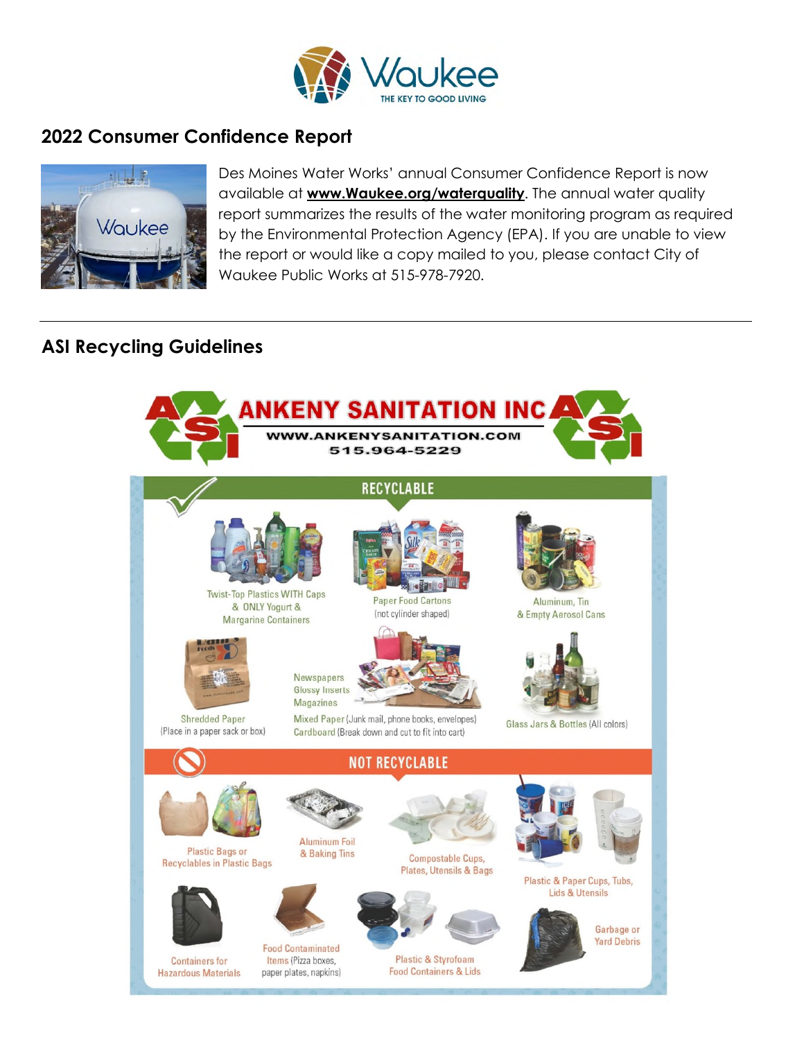## 2022 Consumer Confidence Report

Des Moines Water Works' annual Consumer Confidence Report is now available at **www.Waukee.org/waterquality**. The annual water quality report summarizes the results of the water monitoring program as required by the Environmental Protection Agency (EPA). If you are unable to view the report or would like a copy mailed to you, please contact City of Waukee Public Works at 515-978-7920.

---

## ASI Recycling Guidelines

**ANKENY SANITATION INC**

WWW.ANKENYSANITATION.COM

515.964-5229

### RECYCLABLE

- Twist-Top Plastics WITH Caps & ONLY Yogurt & Margarine Containers
- Paper Food Cartons (not cylinder shaped)
- Aluminum, Tin & Empty Aerosol Cans
- Shredded Paper (Place in a paper sack or box)
- Newspapers, Glossy Inserts, Magazines, Mixed Paper (Junk mail, phone books, envelopes), Cardboard (Break down and cut to fit into cart)
- Glass Jars & Bottles (All colors)

### NOT RECYCLABLE

- Plastic Bags or Recyclables in Plastic Bags
- Aluminum Foil & Baking Tins
- Compostable Cups, Plates, Utensils & Bags
- Plastic & Paper Cups, Tubs, Lids & Utensils
- Containers for Hazardous Materials
- Food Contaminated Items (Pizza boxes, paper plates, napkins)
- Plastic & Styrofoam Food Containers & Lids
- Garbage or Yard Debris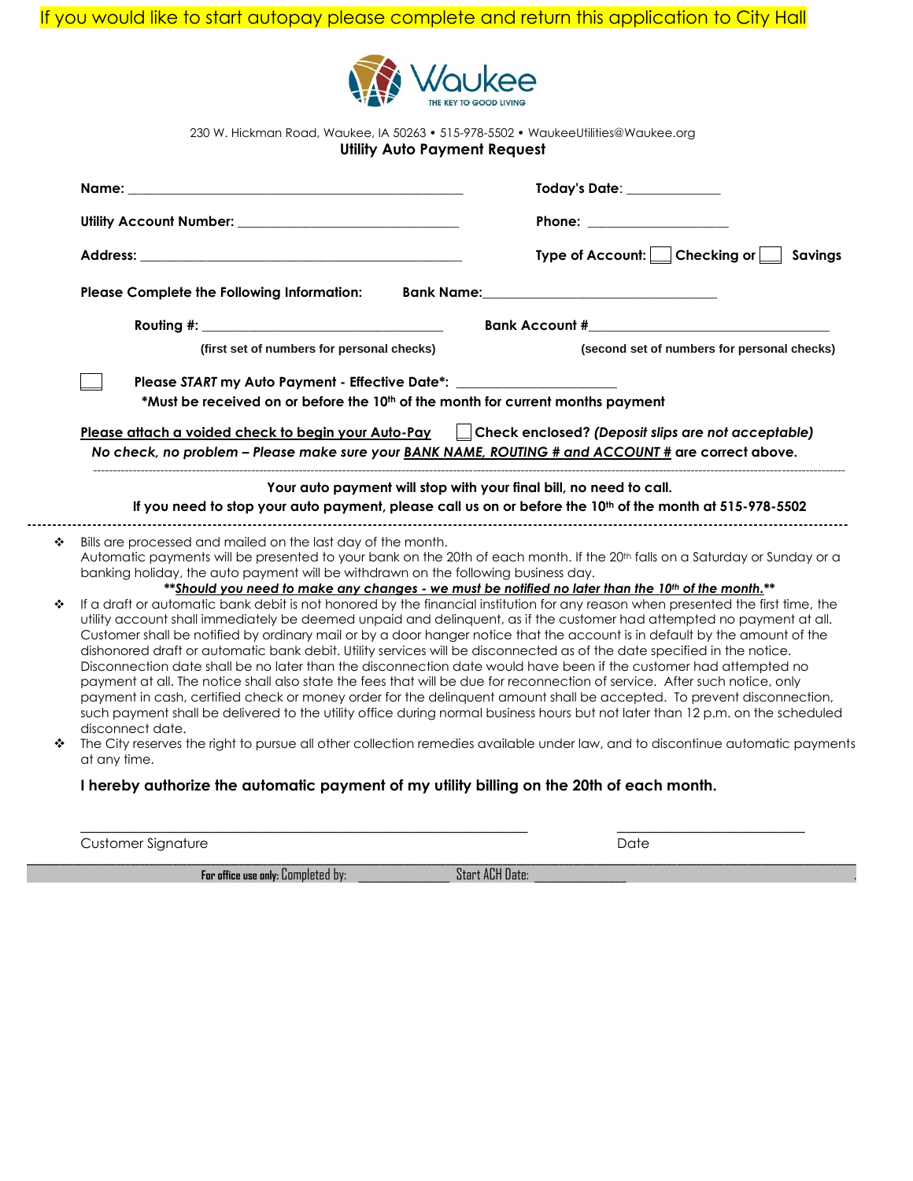If you would like to start autopay please complete and return this application to City Hall

Waukee
THE KEY TO GOOD LIVING

230 W. Hickman Road, Waukee, IA 50263 • 515-978-5502 • WaukeeUtilities@Waukee.org

**Utility Auto Payment Request**

**Name:** ______________________________________________ **Today's Date:** _____________

**Utility Account Number:** _______________________________ **Phone:** ____________________

**Address:** _____________________________________________ **Type of Account:** ☐ **Checking or** ☐ **Savings**

**Please Complete the Following Information:** **Bank Name:** _________________________________

**Routing #:** __________________________________ **Bank Account #** __________________________________

**(first set of numbers for personal checks)** **(second set of numbers for personal checks)**

☐ **Please *START* my Auto Payment - Effective Date\*:** ______________________

**\*Must be received on or before the 10th of the month for current months payment**

**Please attach a voided check to begin your Auto-Pay** ☐ **Check enclosed? *(Deposit slips are not acceptable)***

***No check, no problem – Please make sure your BANK NAME, ROUTING # and ACCOUNT #* are correct above.**

---

**Your auto payment will stop with your final bill, no need to call.**

**If you need to stop your auto payment, please call us on or before the 10th of the month at 515-978-5502**

---

- Bills are processed and mailed on the last day of the month.
  Automatic payments will be presented to your bank on the 20th of each month. If the 20th falls on a Saturday or Sunday or a banking holiday, the auto payment will be withdrawn on the following business day.
  ***\*\*Should you need to make any changes - we must be notified no later than the 10th of the month.\*\****
- If a draft or automatic bank debit is not honored by the financial institution for any reason when presented the first time, the utility account shall immediately be deemed unpaid and delinquent, as if the customer had attempted no payment at all. Customer shall be notified by ordinary mail or by a door hanger notice that the account is in default by the amount of the dishonored draft or automatic bank debit. Utility services will be disconnected as of the date specified in the notice. Disconnection date shall be no later than the disconnection date would have been if the customer had attempted no payment at all. The notice shall also state the fees that will be due for reconnection of service. After such notice, only payment in cash, certified check or money order for the delinquent amount shall be accepted. To prevent disconnection, such payment shall be delivered to the utility office during normal business hours but not later than 12 p.m. on the scheduled disconnect date.
- The City reserves the right to pursue all other collection remedies available under law, and to discontinue automatic payments at any time.

**I hereby authorize the automatic payment of my utility billing on the 20th of each month.**

_____________________________________________ _________________________

Customer Signature Date

For office use only: Completed by: _____________ Start ACH Date: _____________